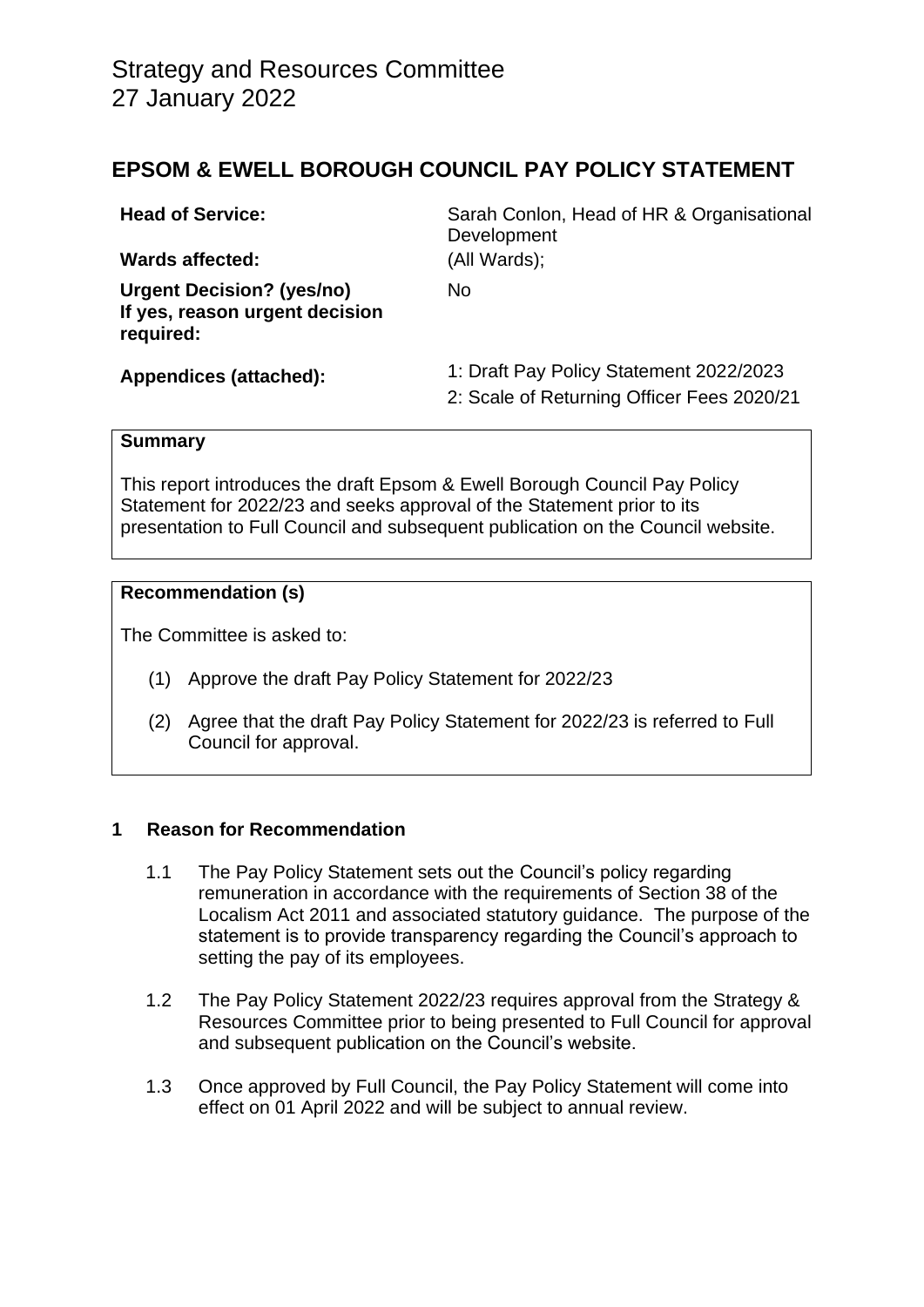# Strategy and Resources Committee
# 27 January 2022

## EPSOM & EWELL BOROUGH COUNCIL PAY POLICY STATEMENT

| | |
|---|---|
| **Head of Service:** | Sarah Conlon, Head of HR & Organisational Development |
| **Wards affected:** | (All Wards); |
| **Urgent Decision? (yes/no) If yes, reason urgent decision required:** | No |
| **Appendices (attached):** | 1: Draft Pay Policy Statement 2022/2023<br>2: Scale of Returning Officer Fees 2020/21 |

### Summary

This report introduces the draft Epsom & Ewell Borough Council Pay Policy Statement for 2022/23 and seeks approval of the Statement prior to its presentation to Full Council and subsequent publication on the Council website.

### Recommendation (s)

The Committee is asked to:

(1) Approve the draft Pay Policy Statement for 2022/23

(2) Agree that the draft Pay Policy Statement for 2022/23 is referred to Full Council for approval.

### 1 Reason for Recommendation

1.1 The Pay Policy Statement sets out the Council's policy regarding remuneration in accordance with the requirements of Section 38 of the Localism Act 2011 and associated statutory guidance. The purpose of the statement is to provide transparency regarding the Council's approach to setting the pay of its employees.

1.2 The Pay Policy Statement 2022/23 requires approval from the Strategy & Resources Committee prior to being presented to Full Council for approval and subsequent publication on the Council's website.

1.3 Once approved by Full Council, the Pay Policy Statement will come into effect on 01 April 2022 and will be subject to annual review.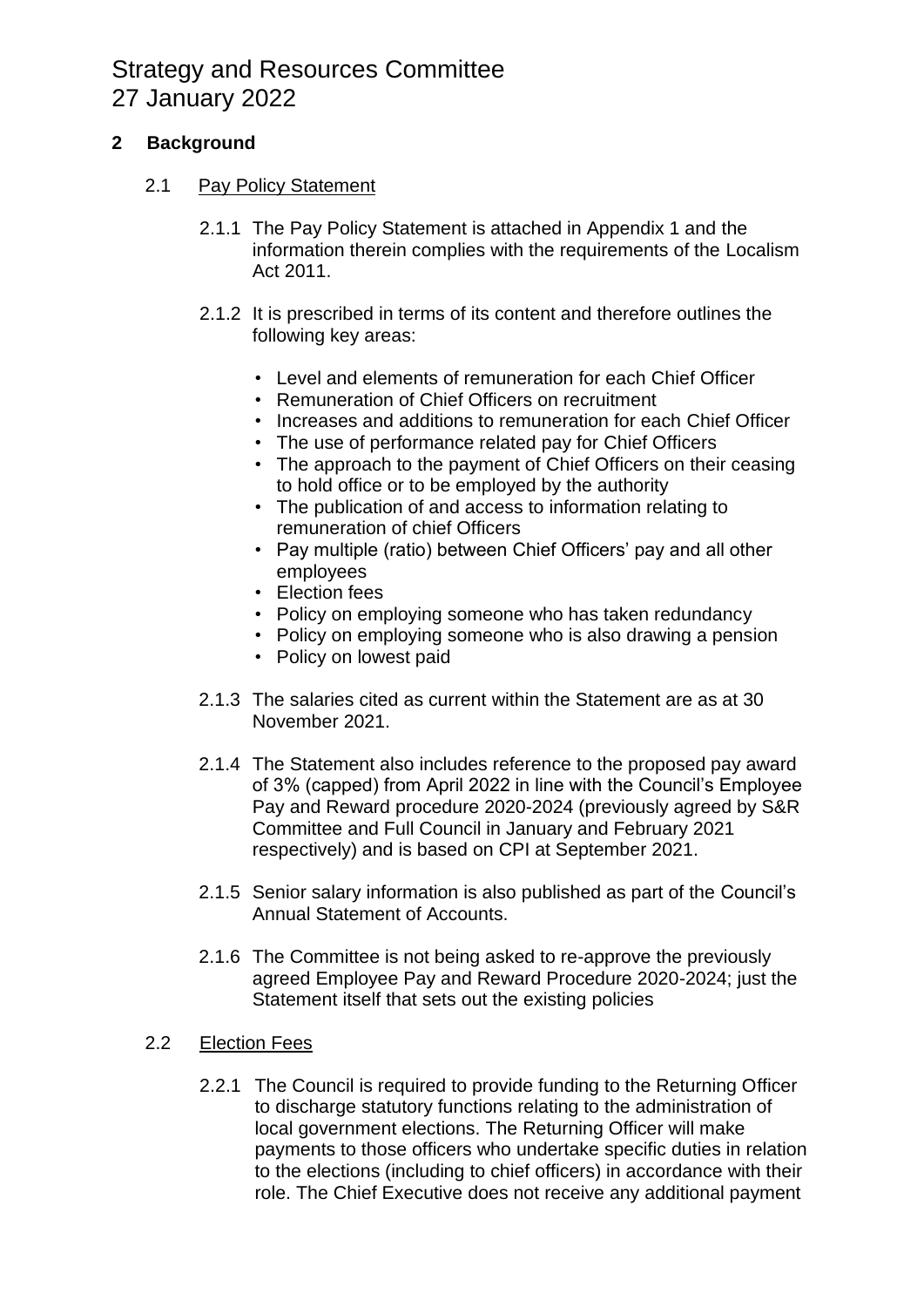## 2 Background

### 2.1 Pay Policy Statement

2.1.1 The Pay Policy Statement is attached in Appendix 1 and the information therein complies with the requirements of the Localism Act 2011.

2.1.2 It is prescribed in terms of its content and therefore outlines the following key areas:

- Level and elements of remuneration for each Chief Officer
- Remuneration of Chief Officers on recruitment
- Increases and additions to remuneration for each Chief Officer
- The use of performance related pay for Chief Officers
- The approach to the payment of Chief Officers on their ceasing to hold office or to be employed by the authority
- The publication of and access to information relating to remuneration of chief Officers
- Pay multiple (ratio) between Chief Officers' pay and all other employees
- Election fees
- Policy on employing someone who has taken redundancy
- Policy on employing someone who is also drawing a pension
- Policy on lowest paid

2.1.3 The salaries cited as current within the Statement are as at 30 November 2021.

2.1.4 The Statement also includes reference to the proposed pay award of 3% (capped) from April 2022 in line with the Council's Employee Pay and Reward procedure 2020-2024 (previously agreed by S&R Committee and Full Council in January and February 2021 respectively) and is based on CPI at September 2021.

2.1.5 Senior salary information is also published as part of the Council's Annual Statement of Accounts.

2.1.6 The Committee is not being asked to re-approve the previously agreed Employee Pay and Reward Procedure 2020-2024; just the Statement itself that sets out the existing policies

### 2.2 Election Fees

2.2.1 The Council is required to provide funding to the Returning Officer to discharge statutory functions relating to the administration of local government elections. The Returning Officer will make payments to those officers who undertake specific duties in relation to the elections (including to chief officers) in accordance with their role. The Chief Executive does not receive any additional payment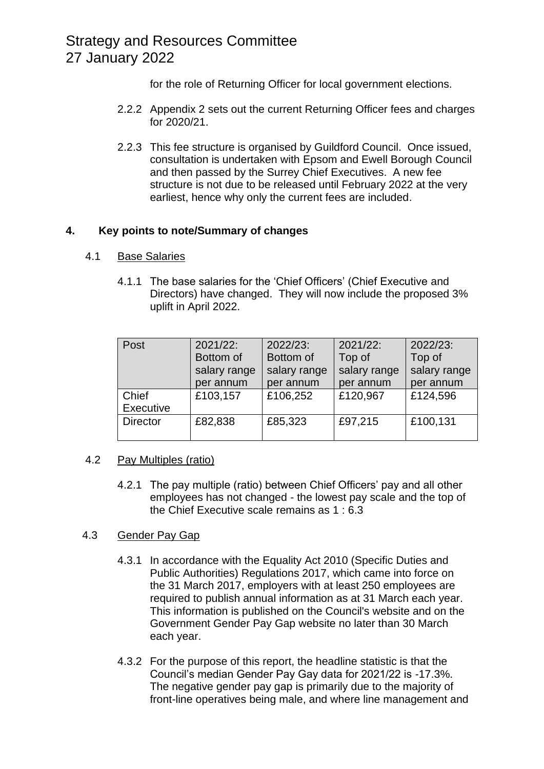for the role of Returning Officer for local government elections.

2.2.2 Appendix 2 sets out the current Returning Officer fees and charges for 2020/21.

2.2.3 This fee structure is organised by Guildford Council. Once issued, consultation is undertaken with Epsom and Ewell Borough Council and then passed by the Surrey Chief Executives. A new fee structure is not due to be released until February 2022 at the very earliest, hence why only the current fees are included.

## 4. Key points to note/Summary of changes

### 4.1 Base Salaries

4.1.1 The base salaries for the 'Chief Officers' (Chief Executive and Directors) have changed. They will now include the proposed 3% uplift in April 2022.

| Post | 2021/22: Bottom of salary range per annum | 2022/23: Bottom of salary range per annum | 2021/22: Top of salary range per annum | 2022/23: Top of salary range per annum |
|---|---|---|---|---|
| Chief Executive | £103,157 | £106,252 | £120,967 | £124,596 |
| Director | £82,838 | £85,323 | £97,215 | £100,131 |

### 4.2 Pay Multiples (ratio)

4.2.1 The pay multiple (ratio) between Chief Officers' pay and all other employees has not changed - the lowest pay scale and the top of the Chief Executive scale remains as 1 : 6.3

### 4.3 Gender Pay Gap

4.3.1 In accordance with the Equality Act 2010 (Specific Duties and Public Authorities) Regulations 2017, which came into force on the 31 March 2017, employers with at least 250 employees are required to publish annual information as at 31 March each year. This information is published on the Council's website and on the Government Gender Pay Gap website no later than 30 March each year.

4.3.2 For the purpose of this report, the headline statistic is that the Council's median Gender Pay Gay data for 2021/22 is -17.3%. The negative gender pay gap is primarily due to the majority of front-line operatives being male, and where line management and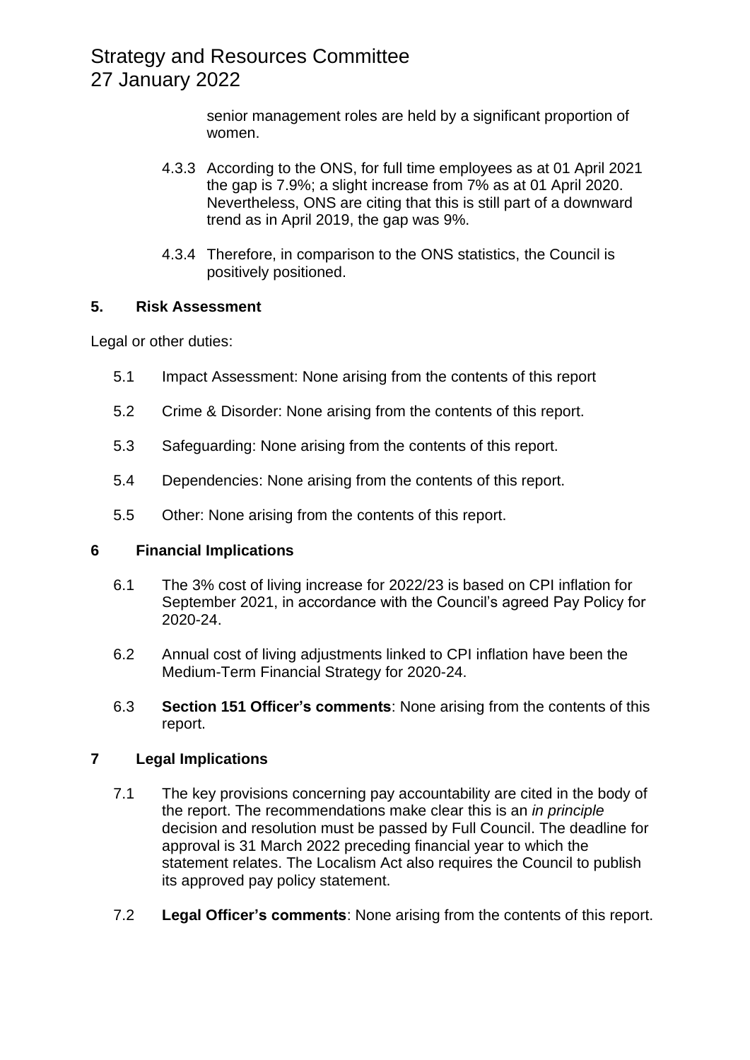senior management roles are held by a significant proportion of women.

4.3.3 According to the ONS, for full time employees as at 01 April 2021 the gap is 7.9%; a slight increase from 7% as at 01 April 2020. Nevertheless, ONS are citing that this is still part of a downward trend as in April 2019, the gap was 9%.

4.3.4 Therefore, in comparison to the ONS statistics, the Council is positively positioned.

## 5. Risk Assessment

Legal or other duties:

5.1 Impact Assessment: None arising from the contents of this report

5.2 Crime & Disorder: None arising from the contents of this report.

5.3 Safeguarding: None arising from the contents of this report.

5.4 Dependencies: None arising from the contents of this report.

5.5 Other: None arising from the contents of this report.

## 6 Financial Implications

6.1 The 3% cost of living increase for 2022/23 is based on CPI inflation for September 2021, in accordance with the Council's agreed Pay Policy for 2020-24.

6.2 Annual cost of living adjustments linked to CPI inflation have been the Medium-Term Financial Strategy for 2020-24.

6.3 **Section 151 Officer's comments**: None arising from the contents of this report.

## 7 Legal Implications

7.1 The key provisions concerning pay accountability are cited in the body of the report. The recommendations make clear this is an *in principle* decision and resolution must be passed by Full Council. The deadline for approval is 31 March 2022 preceding financial year to which the statement relates. The Localism Act also requires the Council to publish its approved pay policy statement.

7.2 **Legal Officer's comments**: None arising from the contents of this report.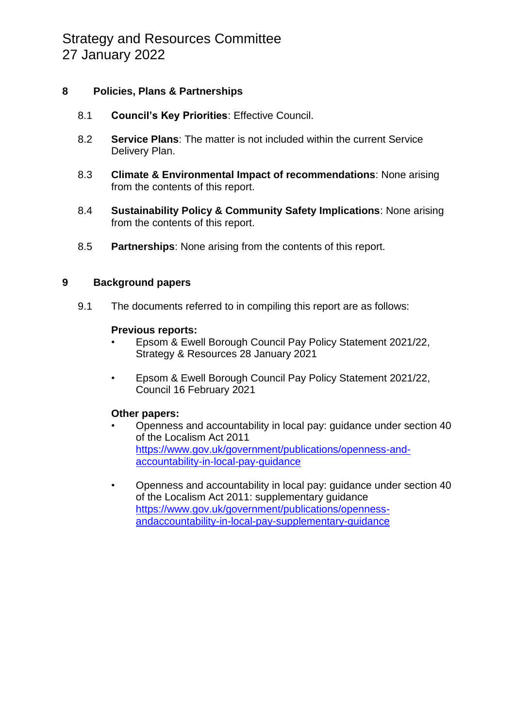## 8 Policies, Plans & Partnerships

8.1 **Council's Key Priorities**: Effective Council.

8.2 **Service Plans**: The matter is not included within the current Service Delivery Plan.

8.3 **Climate & Environmental Impact of recommendations**: None arising from the contents of this report.

8.4 **Sustainability Policy & Community Safety Implications**: None arising from the contents of this report.

8.5 **Partnerships**: None arising from the contents of this report.

## 9 Background papers

9.1 The documents referred to in compiling this report are as follows:

**Previous reports:**

- Epsom & Ewell Borough Council Pay Policy Statement 2021/22, Strategy & Resources 28 January 2021

- Epsom & Ewell Borough Council Pay Policy Statement 2021/22, Council 16 February 2021

**Other papers:**

- Openness and accountability in local pay: guidance under section 40 of the Localism Act 2011 https://www.gov.uk/government/publications/openness-and-accountability-in-local-pay-guidance

- Openness and accountability in local pay: guidance under section 40 of the Localism Act 2011: supplementary guidance https://www.gov.uk/government/publications/openness-andaccountability-in-local-pay-supplementary-guidance